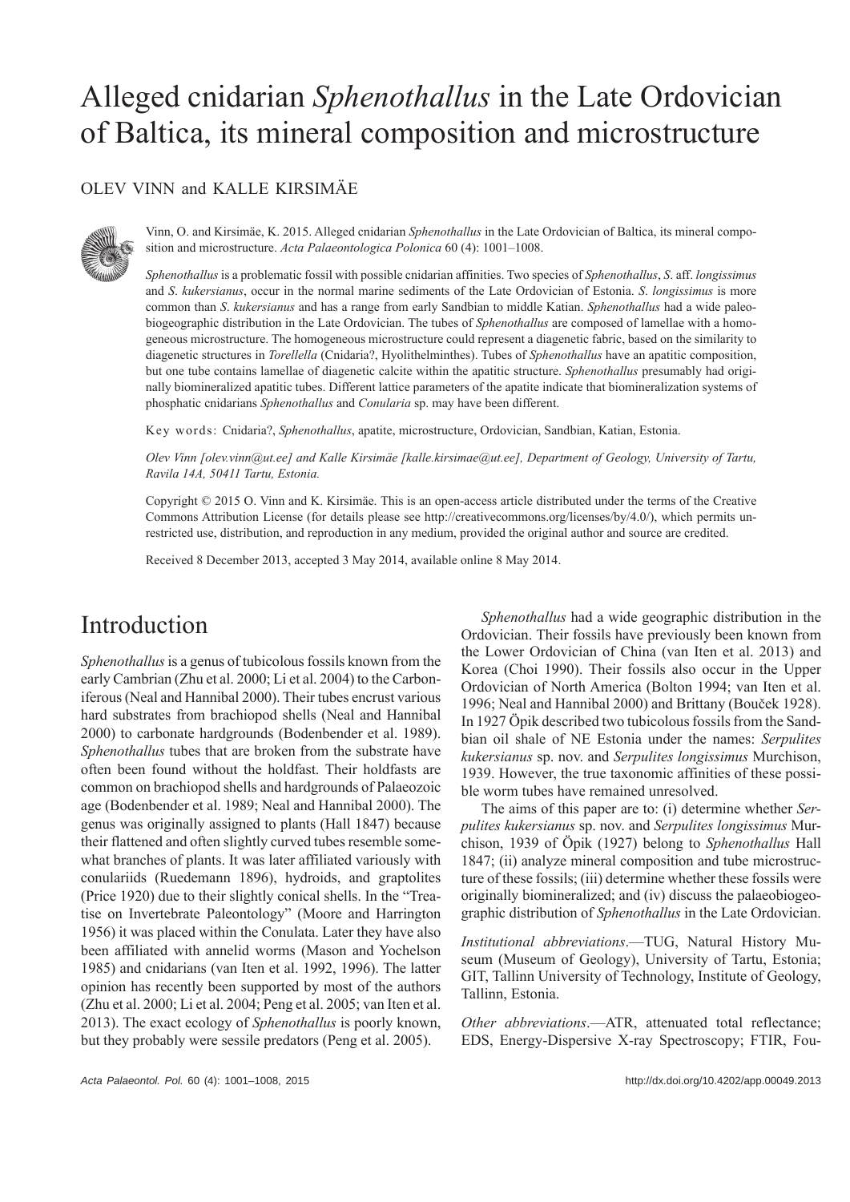# Alleged cnidarian *Sphenothallus* in the Late Ordovician of Baltica, its mineral composition and microstructure

OLEV VINN and KALLE KIRSIMÄE

Vinn, O. and Kirsimäe, K. 2015. Alleged cnidarian *Sphenothallus* in the Late Ordovician of Baltica, its mineral composition and microstructure. *Acta Palaeontologica Polonica* 60 (4): 1001–1008.

*Sphenothallus* is a problematic fossil with possible cnidarian affinities. Two species of *Sphenothallus*, *S*. aff. *longissimus* and *S. kukersianus*, occur in the normal marine sediments of the Late Ordovician of Estonia. *S. longissimus* is more common than *S. kukersianus* and has a range from early Sandbian to middle Katian. *Sphenothallus* had a wide paleobiogeographic distribution in the Late Ordovician. The tubes of *Sphenothallus* are composed of lamellae with a homogeneous microstructure. The homogeneous microstructure could represent a diagenetic fabric, based on the similarity to diagenetic structures in *Torellella* (Cnidaria?, Hyolithelminthes). Tubes of *Sphenothallus* have an apatitic composition, but one tube contains lamellae of diagenetic calcite within the apatitic structure. *Sphenothallus* presumably had originally biomineralized apatitic tubes. Different lattice parameters of the apatite indicate that biomineralization systems of phosphatic cnidarians *Sphenothallus* and *Conularia* sp. may have been different.

Key words: Cnidaria?, *Sphenothallus*, apatite, microstructure, Ordovician, Sandbian, Katian, Estonia.

*Olev Vinn [olev.vinn@ut.ee] and Kalle Kirsimäe [kalle.kirsimae@ut.ee], Department of Geology, University of Tartu, Ravila 14A, 50411 Tartu, Estonia.*

Copyright © 2015 O. Vinn and K. Kirsimäe. This is an open-access article distributed under the terms of the Creative Commons Attribution License (for details please see http://creativecommons.org/licenses/by/4.0/), which permits unrestricted use, distribution, and reproduction in any medium, provided the original author and source are credited.

Received 8 December 2013, accepted 3 May 2014, available online 8 May 2014.

## Introduction

*Sphenothallus* is a genus of tubicolous fossils known from the early Cambrian (Zhu et al. 2000; Li et al. 2004) to the Carboniferous (Neal and Hannibal 2000). Their tubes encrust various hard substrates from brachiopod shells (Neal and Hannibal 2000) to carbonate hardgrounds (Bodenbender et al. 1989). *Sphenothallus* tubes that are broken from the substrate have often been found without the holdfast. Their holdfasts are common on brachiopod shells and hardgrounds of Palaeozoic age (Bodenbender et al. 1989; Neal and Hannibal 2000). The genus was originally assigned to plants (Hall 1847) because their flattened and often slightly curved tubes resemble somewhat branches of plants. It was later affiliated variously with conulariids (Ruedemann 1896), hydroids, and graptolites (Price 1920) due to their slightly conical shells. In the "Treatise on Invertebrate Paleontology" (Moore and Harrington 1956) it was placed within the Conulata. Later they have also been affiliated with annelid worms (Mason and Yochelson 1985) and cnidarians (van Iten et al. 1992, 1996). The latter opinion has recently been supported by most of the authors (Zhu et al. 2000; Li et al. 2004; Peng et al. 2005; van Iten et al. 2013). The exact ecology of *Sphenothallus* is poorly known, but they probably were sessile predators (Peng et al. 2005).

*Sphenothallus* had a wide geographic distribution in the Ordovician. Their fossils have previously been known from the Lower Ordovician of China (van Iten et al. 2013) and Korea (Choi 1990). Their fossils also occur in the Upper Ordovician of North America (Bolton 1994; van Iten et al. 1996; Neal and Hannibal 2000) and Brittany (Bouček 1928). In 1927 Öpik described two tubicolous fossils from the Sandbian oil shale of NE Estonia under the names: *Serpulites kukersianus* sp. nov. and *Serpulites longissimus* Murchison, 1939. However, the true taxonomic affinities of these possible worm tubes have remained unresolved.

The aims of this paper are to: (i) determine whether *Serpulites kukersianus* sp. nov. and *Serpulites longissimus* Murchison, 1939 of Öpik (1927) belong to *Sphenothallus* Hall 1847; (ii) analyze mineral composition and tube microstructure of these fossils; (iii) determine whether these fossils were originally biomineralized; and (iv) discuss the palaeobiogeographic distribution of *Sphenothallus* in the Late Ordovician.

*Institutional abbreviations*.—TUG, Natural History Museum (Museum of Geology), University of Tartu, Estonia; GIT, Tallinn University of Technology, Institute of Geology, Tallinn, Estonia.

*Other abbreviations*.—ATR, attenuated total reflectance; EDS, Energy-Dispersive X-ray Spectroscopy; FTIR, Fou-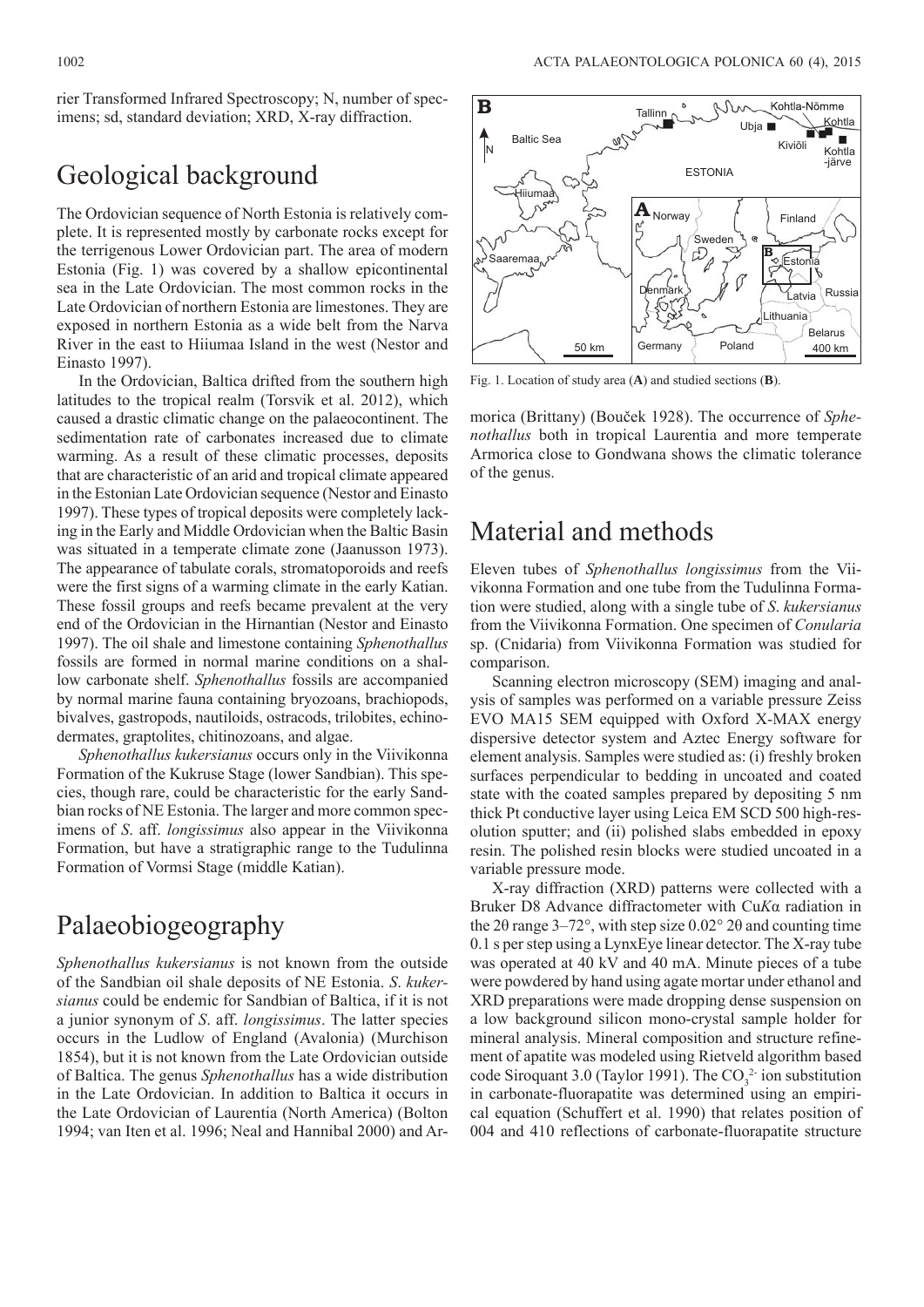rier Transformed Infrared Spectroscopy; N, number of specimens; sd, standard deviation; XRD, X-ray diffraction.

# Geological background

The Ordovician sequence of North Estonia is relatively complete. It is represented mostly by carbonate rocks except for the terrigenous Lower Ordovician part. The area of modern Estonia (Fig. 1) was covered by a shallow epicontinental sea in the Late Ordovician. The most common rocks in the Late Ordovician of northern Estonia are limestones. They are exposed in northern Estonia as a wide belt from the Narva River in the east to Hiiumaa Island in the west (Nestor and Einasto 1997).

In the Ordovician, Baltica drifted from the southern high latitudes to the tropical realm (Torsvik et al. 2012), which caused a drastic climatic change on the palaeocontinent. The sedimentation rate of carbonates increased due to climate warming. As a result of these climatic processes, deposits that are characteristic of an arid and tropical climate appeared in the Estonian Late Ordovician sequence (Nestor and Einasto 1997). These types of tropical deposits were completely lacking in the Early and Middle Ordovician when the Baltic Basin was situated in a temperate climate zone (Jaanusson 1973). The appearance of tabulate corals, stromatoporoids and reefs were the first signs of a warming climate in the early Katian. These fossil groups and reefs became prevalent at the very end of the Ordovician in the Hirnantian (Nestor and Einasto 1997). The oil shale and limestone containing *Sphenothallus* fossils are formed in normal marine conditions on a shallow carbonate shelf. *Sphenothallus* fossils are accompanied by normal marine fauna containing bryozoans, brachiopods, bivalves, gastropods, nautiloids, ostracods, trilobites, echinodermates, graptolites, chitinozoans, and algae.

*Sphenothallus kukersianus* occurs only in the Viivikonna Formation of the Kukruse Stage (lower Sandbian). This species, though rare, could be characteristic for the early Sandbian rocks of NE Estonia. The larger and more common specimens of *S.* aff. *longissimus* also appear in the Viivikonna Formation, but have a stratigraphic range to the Tudulinna Formation of Vormsi Stage (middle Katian).

# Palaeobiogeography

*Sphenothallus kukersianus* is not known from the outside of the Sandbian oil shale deposits of NE Estonia. *S. kukersianus* could be endemic for Sandbian of Baltica, if it is not a junior synonym of *S.* aff. *longissimus*. The latter species occurs in the Ludlow of England (Avalonia) (Murchison 1854), but it is not known from the Late Ordovician outside of Baltica. The genus *Sphenothallus* has a wide distribution in the Late Ordovician. In addition to Baltica it occurs in the Late Ordovician of Laurentia (North America) (Bolton 1994; van Iten et al. 1996; Neal and Hannibal 2000) and Armorica (Brittany) (Bouček 1928). The occurrence of *Sphenothallus* both in tropical Laurentia and more temperate Armorica close to Gondwana shows the climatic tolerance of the genus.

Fig. 1. Location of study area (**A**) and studied sections (**B**).

# Material and methods

Eleven tubes of *Sphenothallus longissimus* from the Viivikonna Formation and one tube from the Tudulinna Formation were studied, along with a single tube of *S. kukersianus* from the Viivikonna Formation. One specimen of *Conularia* sp. (Cnidaria) from Viivikonna Formation was studied for comparison.

Scanning electron microscopy (SEM) imaging and analysis of samples was performed on a variable pressure Zeiss EVO MA15 SEM equipped with Oxford X-MAX energy dispersive detector system and Aztec Energy software for element analysis. Samples were studied as: (i) freshly broken surfaces perpendicular to bedding in uncoated and coated state with the coated samples prepared by depositing 5 nm thick Pt conductive layer using Leica EM SCD 500 high-resolution sputter; and (ii) polished slabs embedded in epoxy resin. The polished resin blocks were studied uncoated in a variable pressure mode.

X-ray diffraction (XRD) patterns were collected with a Bruker D8 Advance diffractometer with Cu*K*α radiation in the 2θ range 3–72°, with step size 0.02° 2θ and counting time 0.1 s per step using a LynxEye linear detector. The X-ray tube was operated at 40 kV and 40 mA. Minute pieces of a tube were powdered by hand using agate mortar under ethanol and XRD preparations were made dropping dense suspension on a low background silicon mono-crystal sample holder for mineral analysis. Mineral composition and structure refinement of apatite was modeled using Rietveld algorithm based code Siroquant 3.0 (Taylor 1991). The $CO_3^{2-}$ ion substitution in carbonate-fluorapatite was determined using an empirical equation (Schuffert et al. 1990) that relates position of 004 and 410 reflections of carbonate-fluorapatite structure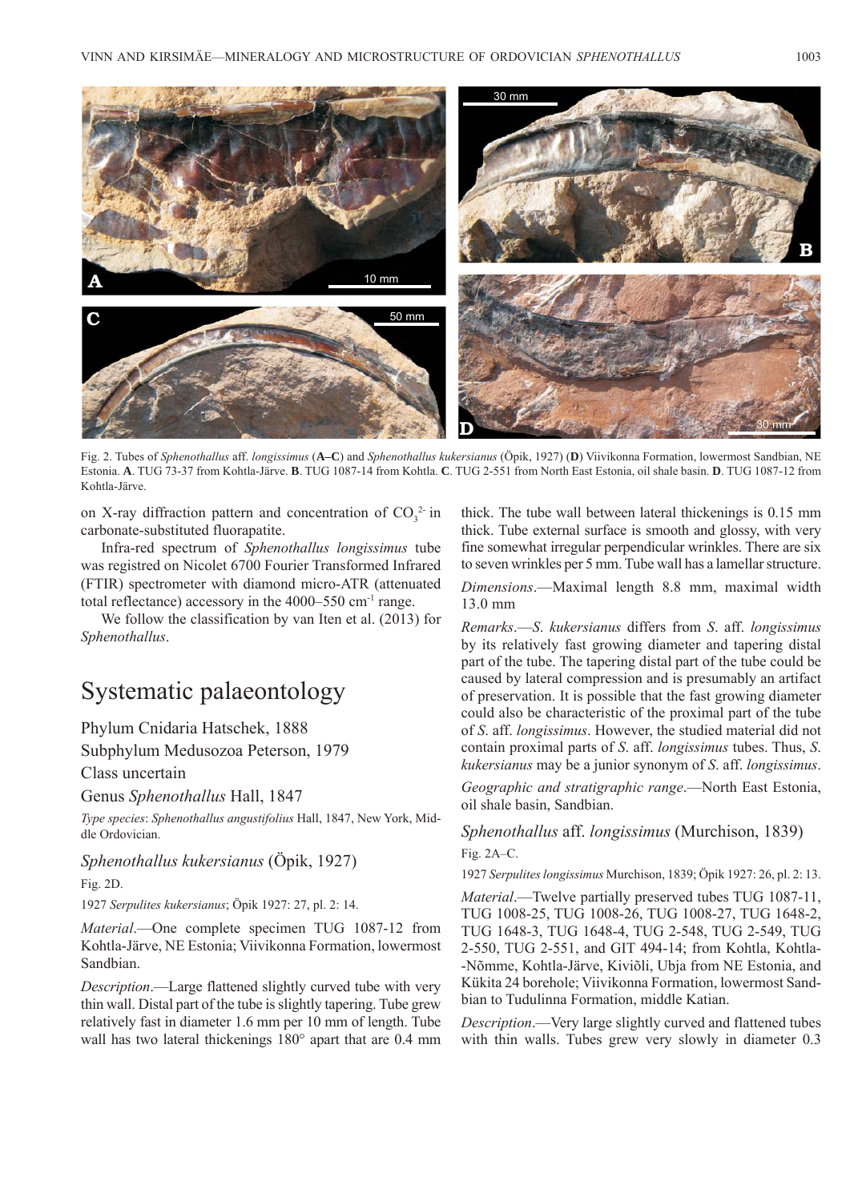Fig. 2. Tubes of *Sphenothallus* aff. *longissimus* (**A–C**) and *Sphenothallus kukersianus* (Öpik, 1927) (**D**) Viivikonna Formation, lowermost Sandbian, NE Estonia. **A**. TUG 73-37 from Kohtla-Järve. **B**. TUG 1087-14 from Kohtla. **C**. TUG 2-551 from North East Estonia, oil shale basin. **D**. TUG 1087-12 from Kohtla-Järve.

on X-ray diffraction pattern and concentration of $CO_3^{2-}$ in carbonate-substituted fluorapatite.

Infra-red spectrum of *Sphenothallus longissimus* tube was registred on Nicolet 6700 Fourier Transformed Infrared (FTIR) spectrometer with diamond micro-ATR (attenuated total reflectance) accessory in the 4000–550 $cm^{-1}$ range.

We follow the classification by van Iten et al. (2013) for *Sphenothallus*.

# Systematic palaeontology

Phylum Cnidaria Hatschek, 1888

Subphylum Medusozoa Peterson, 1979

Class uncertain

Genus *Sphenothallus* Hall, 1847

*Type species*: *Sphenothallus angustifolius* Hall, 1847, New York, Middle Ordovician.

## *Sphenothallus kukersianus* (Öpik, 1927)

Fig. 2D.

1927 *Serpulites kukersianus*; Öpik 1927: 27, pl. 2: 14.

*Material*.—One complete specimen TUG 1087-12 from Kohtla-Järve, NE Estonia; Viivikonna Formation, lowermost Sandbian.

*Description*.—Large flattened slightly curved tube with very thin wall. Distal part of the tube is slightly tapering. Tube grew relatively fast in diameter 1.6 mm per 10 mm of length. Tube wall has two lateral thickenings 180° apart that are 0.4 mm thick. The tube wall between lateral thickenings is 0.15 mm thick. Tube external surface is smooth and glossy, with very fine somewhat irregular perpendicular wrinkles. There are six to seven wrinkles per 5 mm. Tube wall has a lamellar structure.

*Dimensions*.—Maximal length 8.8 mm, maximal width 13.0 mm

*Remarks*.—*S*. *kukersianus* differs from *S*. aff. *longissimus* by its relatively fast growing diameter and tapering distal part of the tube. The tapering distal part of the tube could be caused by lateral compression and is presumably an artifact of preservation. It is possible that the fast growing diameter could also be characteristic of the proximal part of the tube of *S*. aff. *longissimus*. However, the studied material did not contain proximal parts of *S*. aff. *longissimus* tubes. Thus, *S*. *kukersianus* may be a junior synonym of *S*. aff. *longissimus*.

*Geographic and stratigraphic range*.—North East Estonia, oil shale basin, Sandbian.

## *Sphenothallus* aff. *longissimus* (Murchison, 1839)

Fig. 2A–C.

1927 *Serpulites longissimus* Murchison, 1839; Öpik 1927: 26, pl. 2: 13.

*Material*.—Twelve partially preserved tubes TUG 1087-11, TUG 1008-25, TUG 1008-26, TUG 1008-27, TUG 1648-2, TUG 1648-3, TUG 1648-4, TUG 2-548, TUG 2-549, TUG 2-550, TUG 2-551, and GIT 494-14; from Kohtla, Kohtla-Nõmme, Kohtla-Järve, Kiviõli, Ubja from NE Estonia, and Kükita 24 borehole; Viivikonna Formation, lowermost Sandbian to Tudulinna Formation, middle Katian.

*Description*.—Very large slightly curved and flattened tubes with thin walls. Tubes grew very slowly in diameter 0.3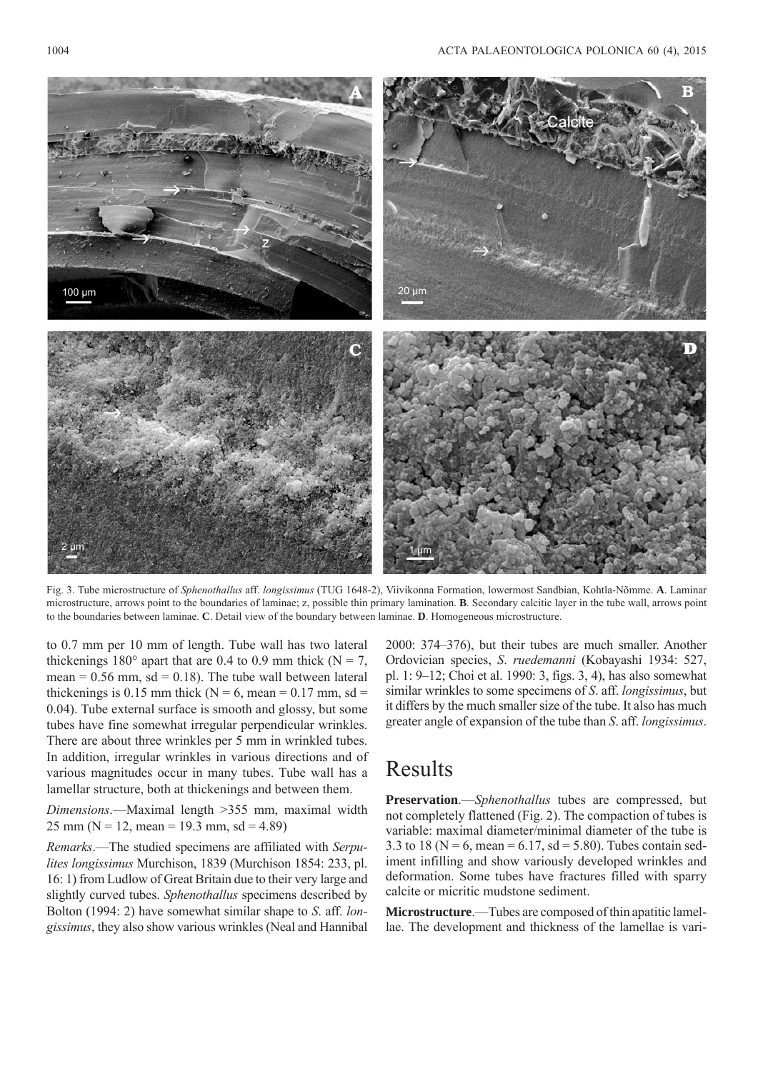Fig. 3. Tube microstructure of *Sphenothallus* aff. *longissimus* (TUG 1648-2), Viivikonna Formation, lowermost Sandbian, Kohtla-Nõmme. **A**. Laminar microstructure, arrows point to the boundaries of laminae; z, possible thin primary lamination. **B**. Secondary calcitic layer in the tube wall, arrows point to the boundaries between laminae. **C**. Detail view of the boundary between laminae. **D**. Homogeneous microstructure.

to 0.7 mm per 10 mm of length. Tube wall has two lateral thickenings 180° apart that are 0.4 to 0.9 mm thick (N = 7, mean = 0.56 mm, sd = 0.18). The tube wall between lateral thickenings is 0.15 mm thick (N = 6, mean = 0.17 mm, sd = 0.04). Tube external surface is smooth and glossy, but some tubes have fine somewhat irregular perpendicular wrinkles. There are about three wrinkles per 5 mm in wrinkled tubes. In addition, irregular wrinkles in various directions and of various magnitudes occur in many tubes. Tube wall has a lamellar structure, both at thickenings and between them.

*Dimensions*.—Maximal length >355 mm, maximal width 25 mm (N = 12, mean = 19.3 mm, sd = 4.89)

*Remarks*.—The studied specimens are affiliated with *Serpulites longissimus* Murchison, 1839 (Murchison 1854: 233, pl. 16: 1) from Ludlow of Great Britain due to their very large and slightly curved tubes. *Sphenothallus* specimens described by Bolton (1994: 2) have somewhat similar shape to *S.* aff. *longissimus*, they also show various wrinkles (Neal and Hannibal 2000: 374–376), but their tubes are much smaller. Another Ordovician species, *S. ruedemanni* (Kobayashi 1934: 527, pl. 1: 9–12; Choi et al. 1990: 3, figs. 3, 4), has also somewhat similar wrinkles to some specimens of *S.* aff. *longissimus*, but it differs by the much smaller size of the tube. It also has much greater angle of expansion of the tube than *S.* aff. *longissimus*.

# Results

**Preservation**.—*Sphenothallus* tubes are compressed, but not completely flattened (Fig. 2). The compaction of tubes is variable: maximal diameter/minimal diameter of the tube is 3.3 to 18 (N = 6, mean = 6.17, sd = 5.80). Tubes contain sediment infilling and show variously developed wrinkles and deformation. Some tubes have fractures filled with sparry calcite or micritic mudstone sediment.

**Microstructure**.—Tubes are composed of thin apatitic lamellae. The development and thickness of the lamellae is vari-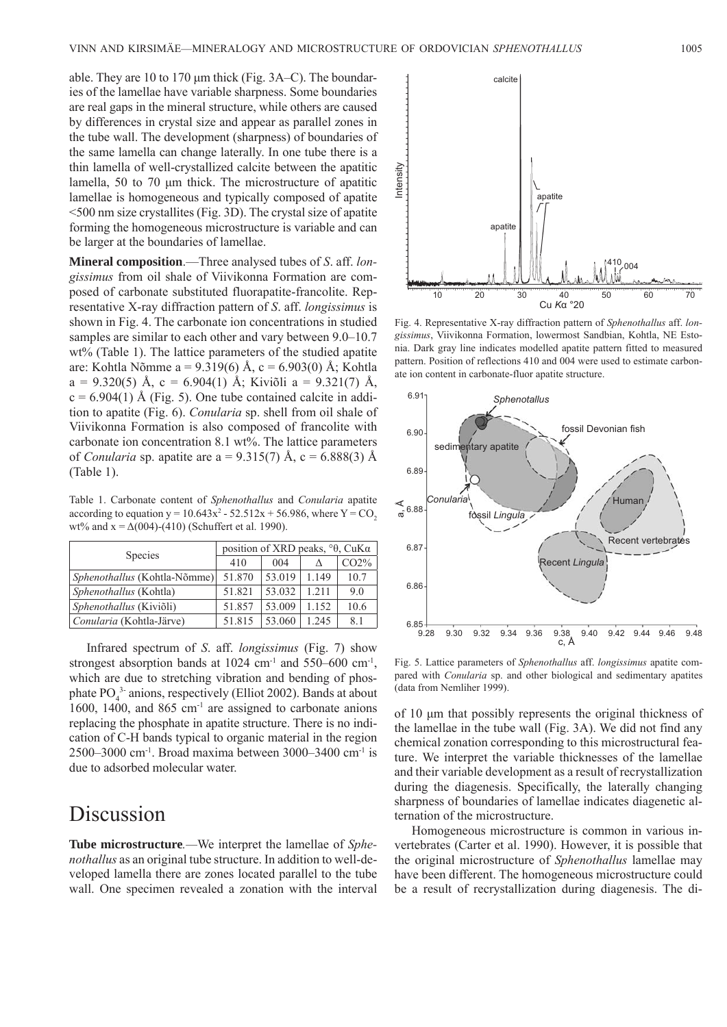able. They are 10 to 170 μm thick (Fig. 3A–C). The boundaries of the lamellae have variable sharpness. Some boundaries are real gaps in the mineral structure, while others are caused by differences in crystal size and appear as parallel zones in the tube wall. The development (sharpness) of boundaries of the same lamella can change laterally. In one tube there is a thin lamella of well-crystallized calcite between the apatitic lamella, 50 to 70 μm thick. The microstructure of apatitic lamellae is homogeneous and typically composed of apatite <500 nm size crystallites (Fig. 3D). The crystal size of apatite forming the homogeneous microstructure is variable and can be larger at the boundaries of lamellae.

**Mineral composition**.—Three analysed tubes of *S*. aff. *longissimus* from oil shale of Viivikonna Formation are composed of carbonate substituted fluorapatite-francolite. Representative X-ray diffraction pattern of *S*. aff. *longissimus* is shown in Fig. 4. The carbonate ion concentrations in studied samples are similar to each other and vary between 9.0–10.7 wt% (Table 1). The lattice parameters of the studied apatite are: Kohtla Nõmme a = 9.319(6) Å, c = 6.903(0) Å; Kohtla a = 9.320(5) Å, c = 6.904(1) Å; Kiviõli a = 9.321(7) Å, c = 6.904(1) Å (Fig. 5). One tube contained calcite in addition to apatite (Fig. 6). *Conularia* sp. shell from oil shale of Viivikonna Formation is also composed of francolite with carbonate ion concentration 8.1 wt%. The lattice parameters of *Conularia* sp. apatite are a = 9.315(7) Å, c = 6.888(3) Å (Table 1).

Table 1. Carbonate content of *Sphenothallus* and *Conularia* apatite according to equation $y = 10.643x^2 - 52.512x + 56.986$, where $Y = CO_2$ wt% and $x = \Delta(004)\text{-}(410)$ (Schuffert et al. 1990).

| Species | position of XRD peaks, °θ, CuKα | | | |
|---|---|---|---|---|
| | 410 | 004 | Δ | $CO_2$% |
| *Sphenothallus* (Kohtla-Nõmme) | 51.870 | 53.019 | 1.149 | 10.7 |
| *Sphenothallus* (Kohtla) | 51.821 | 53.032 | 1.211 | 9.0 |
| *Sphenothallus* (Kiviõli) | 51.857 | 53.009 | 1.152 | 10.6 |
| *Conularia* (Kohtla-Järve) | 51.815 | 53.060 | 1.245 | 8.1 |

Infrared spectrum of *S*. aff. *longissimus* (Fig. 7) show strongest absorption bands at 1024 $cm^{-1}$ and 550–600 $cm^{-1}$, which are due to stretching vibration and bending of phosphate $PO_4^{3-}$ anions, respectively (Elliot 2002). Bands at about 1600, 1400, and 865 $cm^{-1}$ are assigned to carbonate anions replacing the phosphate in apatite structure. There is no indication of C-H bands typical to organic material in the region 2500–3000 $cm^{-1}$. Broad maxima between 3000–3400 $cm^{-1}$ is due to adsorbed molecular water.

Fig. 4. Representative X-ray diffraction pattern of *Sphenothallus* aff. *longissimus*, Viivikonna Formation, lowermost Sandbian, Kohtla, NE Estonia. Dark gray line indicates modelled apatite pattern fitted to measured pattern. Position of reflections 410 and 004 were used to estimate carbonate ion content in carbonate-fluor apatite structure.

Fig. 5. Lattice parameters of *Sphenothallus* aff. *longissimus* apatite compared with *Conularia* sp. and other biological and sedimentary apatites (data from Nemliher 1999).

# Discussion

**Tube microstructure**.—We interpret the lamellae of *Sphenothallus* as an original tube structure. In addition to well-developed lamella there are zones located parallel to the tube wall. One specimen revealed a zonation with the interval of 10 μm that possibly represents the original thickness of the lamellae in the tube wall (Fig. 3A). We did not find any chemical zonation corresponding to this microstructural feature. We interpret the variable thicknesses of the lamellae and their variable development as a result of recrystallization during the diagenesis. Specifically, the laterally changing sharpness of boundaries of lamellae indicates diagenetic alternation of the microstructure.

Homogeneous microstructure is common in various invertebrates (Carter et al. 1990). However, it is possible that the original microstructure of *Sphenothallus* lamellae may have been different. The homogeneous microstructure could be a result of recrystallization during diagenesis. The di-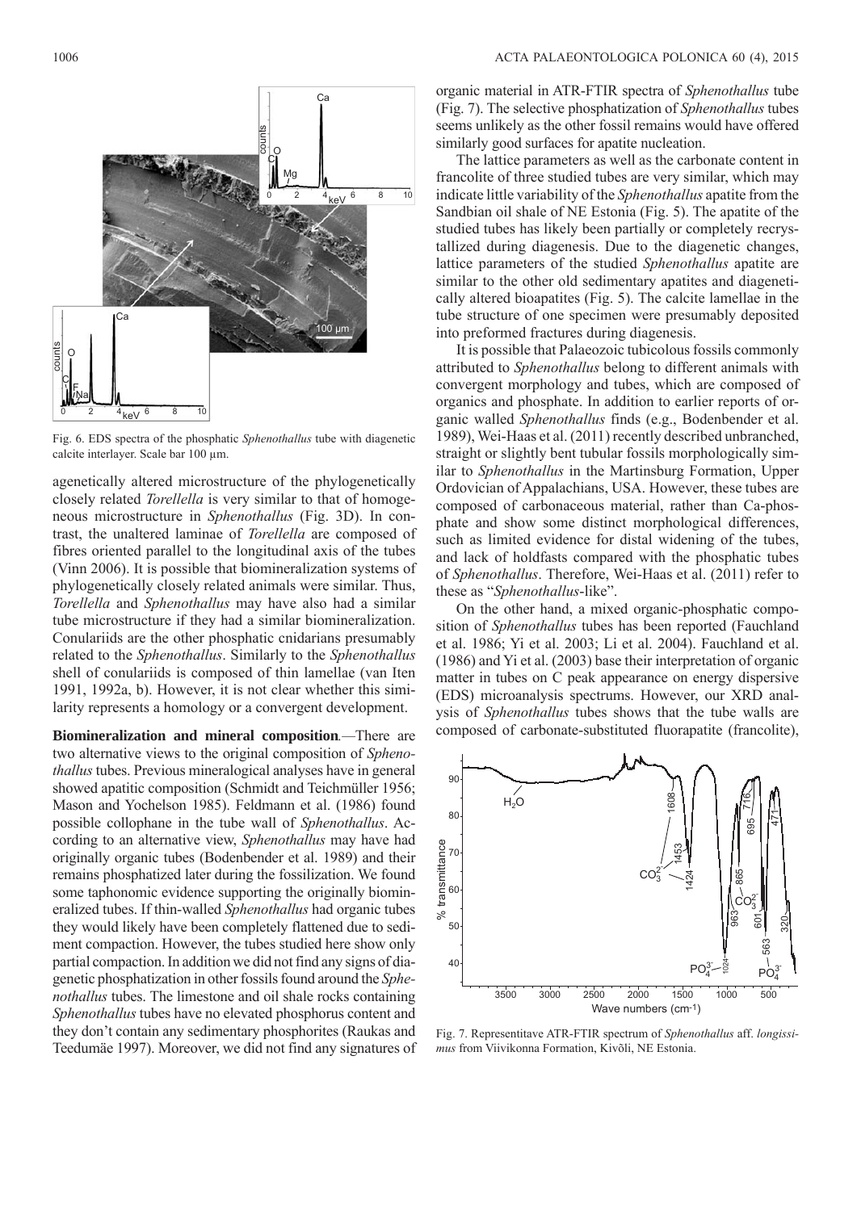Fig. 6. EDS spectra of the phosphatic *Sphenothallus* tube with diagenetic calcite interlayer. Scale bar 100 μm.

agenetically altered microstructure of the phylogenetically closely related *Torellella* is very similar to that of homogeneous microstructure in *Sphenothallus* (Fig. 3D). In contrast, the unaltered laminae of *Torellella* are composed of fibres oriented parallel to the longitudinal axis of the tubes (Vinn 2006). It is possible that biomineralization systems of phylogenetically closely related animals were similar. Thus, *Torellella* and *Sphenothallus* may have also had a similar tube microstructure if they had a similar biomineralization. Conulariids are the other phosphatic cnidarians presumably related to the *Sphenothallus*. Similarly to the *Sphenothallus* shell of conulariids is composed of thin lamellae (van Iten 1991, 1992a, b). However, it is not clear whether this similarity represents a homology or a convergent development.

**Biomineralization and mineral composition**.—There are two alternative views to the original composition of *Sphenothallus* tubes. Previous mineralogical analyses have in general showed apatitic composition (Schmidt and Teichmüller 1956; Mason and Yochelson 1985). Feldmann et al. (1986) found possible collophane in the tube wall of *Sphenothallus*. According to an alternative view, *Sphenothallus* may have had originally organic tubes (Bodenbender et al. 1989) and their remains phosphatized later during the fossilization. We found some taphonomic evidence supporting the originally biomineralized tubes. If thin-walled *Sphenothallus* had organic tubes they would likely have been completely flattened due to sediment compaction. However, the tubes studied here show only partial compaction. In addition we did not find any signs of diagenetic phosphatization in other fossils found around the *Sphenothallus* tubes. The limestone and oil shale rocks containing *Sphenothallus* tubes have no elevated phosphorus content and they don't contain any sedimentary phosphorites (Raukas and Teedumäe 1997). Moreover, we did not find any signatures of organic material in ATR-FTIR spectra of *Sphenothallus* tube (Fig. 7). The selective phosphatization of *Sphenothallus* tubes seems unlikely as the other fossil remains would have offered similarly good surfaces for apatite nucleation.

The lattice parameters as well as the carbonate content in francolite of three studied tubes are very similar, which may indicate little variability of the *Sphenothallus* apatite from the Sandbian oil shale of NE Estonia (Fig. 5). The apatite of the studied tubes has likely been partially or completely recrystallized during diagenesis. Due to the diagenetic changes, lattice parameters of the studied *Sphenothallus* apatite are similar to the other old sedimentary apatites and diagenetically altered bioapatites (Fig. 5). The calcite lamellae in the tube structure of one specimen were presumably deposited into preformed fractures during diagenesis.

It is possible that Palaeozoic tubicolous fossils commonly attributed to *Sphenothallus* belong to different animals with convergent morphology and tubes, which are composed of organics and phosphate. In addition to earlier reports of organic walled *Sphenothallus* finds (e.g., Bodenbender et al. 1989), Wei-Haas et al. (2011) recently described unbranched, straight or slightly bent tubular fossils morphologically similar to *Sphenothallus* in the Martinsburg Formation, Upper Ordovician of Appalachians, USA. However, these tubes are composed of carbonaceous material, rather than Ca-phosphate and show some distinct morphological differences, such as limited evidence for distal widening of the tubes, and lack of holdfasts compared with the phosphatic tubes of *Sphenothallus*. Therefore, Wei-Haas et al. (2011) refer to these as "*Sphenothallus*-like".

On the other hand, a mixed organic-phosphatic composition of *Sphenothallus* tubes has been reported (Fauchland et al. 1986; Yi et al. 2003; Li et al. 2004). Fauchland et al. (1986) and Yi et al. (2003) base their interpretation of organic matter in tubes on C peak appearance on energy dispersive (EDS) microanalysis spectrums. However, our XRD analysis of *Sphenothallus* tubes shows that the tube walls are composed of carbonate-substituted fluorapatite (francolite),

Fig. 7. Representitave ATR-FTIR spectrum of *Sphenothallus* aff. *longissimus* from Viivikonna Formation, Kivõli, NE Estonia.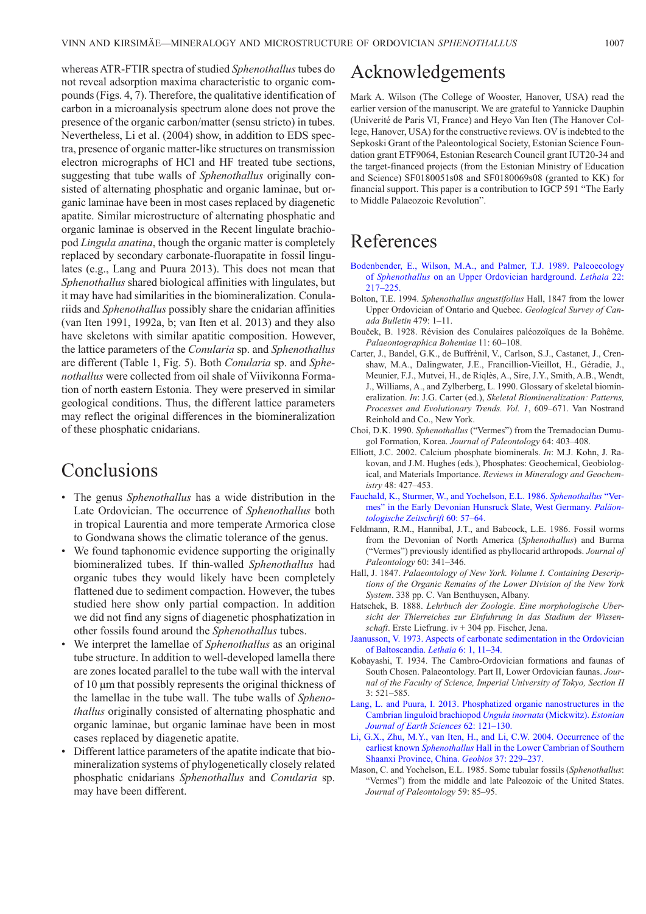whereas ATR-FTIR spectra of studied *Sphenothallus* tubes do not reveal adsorption maxima characteristic to organic compounds (Figs. 4, 7). Therefore, the qualitative identification of carbon in a microanalysis spectrum alone does not prove the presence of the organic carbon/matter (sensu stricto) in tubes. Nevertheless, Li et al. (2004) show, in addition to EDS spectra, presence of organic matter-like structures on transmission electron micrographs of HCl and HF treated tube sections, suggesting that tube walls of *Sphenothallus* originally consisted of alternating phosphatic and organic laminae, but organic laminae have been in most cases replaced by diagenetic apatite. Similar microstructure of alternating phosphatic and organic laminae is observed in the Recent lingulate brachiopod *Lingula anatina*, though the organic matter is completely replaced by secondary carbonate-fluorapatite in fossil lingulates (e.g., Lang and Puura 2013). This does not mean that *Sphenothallus* shared biological affinities with lingulates, but it may have had similarities in the biomineralization. Conulariids and *Sphenothallus* possibly share the cnidarian affinities (van Iten 1991, 1992a, b; van Iten et al. 2013) and they also have skeletons with similar apatitic composition. However, the lattice parameters of the *Conularia* sp. and *Sphenothallus* are different (Table 1, Fig. 5). Both *Conularia* sp. and *Sphenothallus* were collected from oil shale of Viivikonna Formation of north eastern Estonia. They were preserved in similar geological conditions. Thus, the different lattice parameters may reflect the original differences in the biomineralization of these phosphatic cnidarians.

# Conclusions

- The genus *Sphenothallus* has a wide distribution in the Late Ordovician. The occurrence of *Sphenothallus* both in tropical Laurentia and more temperate Armorica close to Gondwana shows the climatic tolerance of the genus.
- We found taphonomic evidence supporting the originally biomineralized tubes. If thin-walled *Sphenothallus* had organic tubes they would likely have been completely flattened due to sediment compaction. However, the tubes studied here show only partial compaction. In addition we did not find any signs of diagenetic phosphatization in other fossils found around the *Sphenothallus* tubes.
- We interpret the lamellae of *Sphenothallus* as an original tube structure. In addition to well-developed lamella there are zones located parallel to the tube wall with the interval of 10 μm that possibly represents the original thickness of the lamellae in the tube wall. The tube walls of *Sphenothallus* originally consisted of alternating phosphatic and organic laminae, but organic laminae have been in most cases replaced by diagenetic apatite.
- Different lattice parameters of the apatite indicate that biomineralization systems of phylogenetically closely related phosphatic cnidarians *Sphenothallus* and *Conularia* sp. may have been different.

# Acknowledgements

Mark A. Wilson (The College of Wooster, Hanover, USA) read the earlier version of the manuscript. We are grateful to Yannicke Dauphin (Univerité de Paris VI, France) and Heyo Van Iten (The Hanover College, Hanover, USA) for the constructive reviews. OV is indebted to the Sepkoski Grant of the Paleontological Society, Estonian Science Foundation grant ETF9064, Estonian Research Council grant IUT20-34 and the target-financed projects (from the Estonian Ministry of Education and Science) SF0180051s08 and SF0180069s08 (granted to KK) for financial support. This paper is a contribution to IGCP 591 "The Early to Middle Palaeozoic Revolution".

# References

Bodenbender, E., Wilson, M.A., and Palmer, T.J. 1989. Paleoecology of *Sphenothallus* on an Upper Ordovician hardground. *Lethaia* 22: 217–225.

Bolton, T.E. 1994. *Sphenothallus angustifolius* Hall, 1847 from the lower Upper Ordovician of Ontario and Quebec. *Geological Survey of Canada Bulletin* 479: 1–11.

Bouček, B. 1928. Révision des Conulaires paléozoïques de la Bohême. *Palaeontographica Bohemiae* 11: 60–108.

Carter, J., Bandel, G.K., de Buffrènil, V., Carlson, S.J., Castanet, J., Crenshaw, M.A., Dalingwater, J.E., Francillion-Vieillot, H., Géradie, J., Meunier, F.J., Mutvei, H., de Riqlès, A., Sire, J.Y., Smith, A.B., Wendt, J., Williams, A., and Zylberberg, L. 1990. Glossary of skeletal biomineralization. *In*: J.G. Carter (ed.), *Skeletal Biomineralization: Patterns, Processes and Evolutionary Trends. Vol. 1*, 609–671. Van Nostrand Reinhold and Co., New York.

Choi, D.K. 1990. *Sphenothallus* ("Vermes") from the Tremadocian Dumugol Formation, Korea. *Journal of Paleontology* 64: 403–408.

Elliott, J.C. 2002. Calcium phosphate biominerals. *In*: M.J. Kohn, J. Rakovan, and J.M. Hughes (eds.), Phosphates: Geochemical, Geobiological, and Materials Importance. *Reviews in Mineralogy and Geochemistry* 48: 427–453.

Fauchald, K., Sturmer, W., and Yochelson, E.L. 1986. *Sphenothallus* "Vermes" in the Early Devonian Hunsruck Slate, West Germany. *Paläontologische Zeitschrift* 60: 57–64.

Feldmann, R.M., Hannibal, J.T., and Babcock, L.E. 1986. Fossil worms from the Devonian of North America (*Sphenothallus*) and Burma ("Vermes") previously identified as phyllocarid arthropods. *Journal of Paleontology* 60: 341–346.

Hall, J. 1847. *Palaeontology of New York. Volume I. Containing Descriptions of the Organic Remains of the Lower Division of the New York System*. 338 pp. C. Van Benthuysen, Albany.

Hatschek, B. 1888. *Lehrbuch der Zoologie. Eine morphologische Ubersicht der Thierreiches zur Einfuhrung in das Stadium der Wissenschaft*. Erste Liefrung. iv + 304 pp. Fischer, Jena.

Jaanusson, V. 1973. Aspects of carbonate sedimentation in the Ordovician of Baltoscandia. *Lethaia* 6: 1, 11–34.

Kobayashi, T. 1934. The Cambro-Ordovician formations and faunas of South Chosen. Palaeontology. Part II, Lower Ordovician faunas. *Journal of the Faculty of Science, Imperial University of Tokyo, Section II* 3: 521–585.

Lang, L. and Puura, I. 2013. Phosphatized organic nanostructures in the Cambrian linguloid brachiopod *Ungula inornata* (Mickwitz). *Estonian Journal of Earth Sciences* 62: 121–130.

Li, G.X., Zhu, M.Y., van Iten, H., and Li, C.W. 2004. Occurrence of the earliest known *Sphenothallus* Hall in the Lower Cambrian of Southern Shaanxi Province, China. *Geobios* 37: 229–237.

Mason, C. and Yochelson, E.L. 1985. Some tubular fossils (*Sphenothallus*: "Vermes") from the middle and late Paleozoic of the United States. *Journal of Paleontology* 59: 85–95.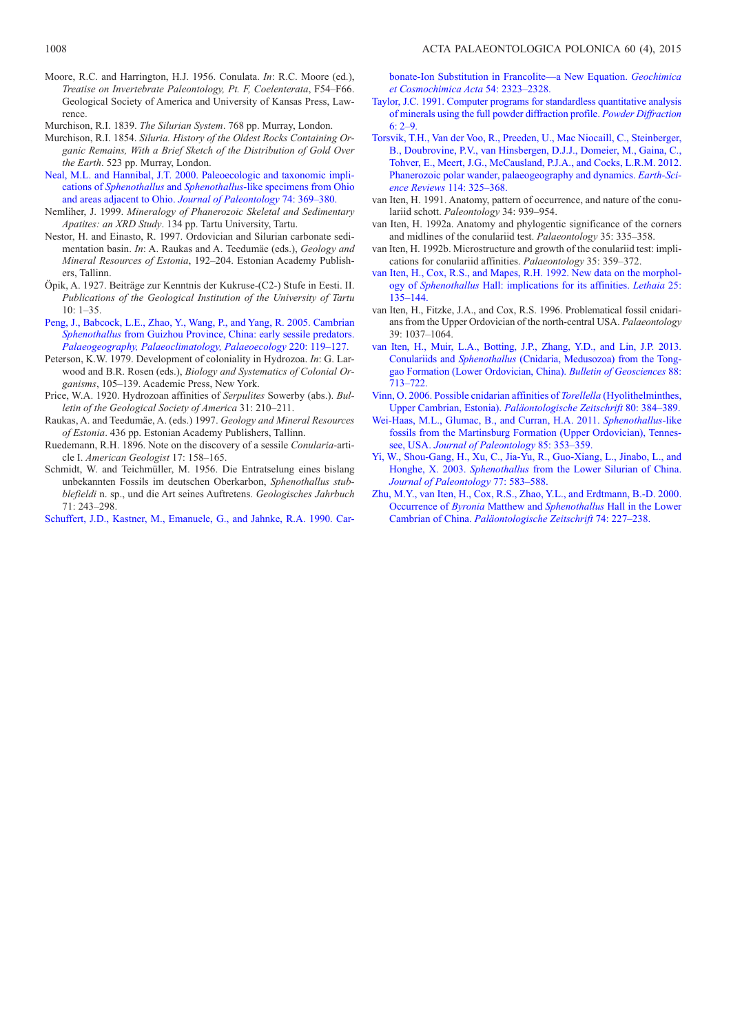Moore, R.C. and Harrington, H.J. 1956. Conulata. *In*: R.C. Moore (ed.), *Treatise on Invertebrate Paleontology, Pt. F, Coelenterata*, F54–F66. Geological Society of America and University of Kansas Press, Lawrence.

Murchison, R.I. 1839. *The Silurian System*. 768 pp. Murray, London.

Murchison, R.I. 1854. *Siluria. History of the Oldest Rocks Containing Organic Remains, With a Brief Sketch of the Distribution of Gold Over the Earth*. 523 pp. Murray, London.

Neal, M.L. and Hannibal, J.T. 2000. Paleoecologic and taxonomic implications of *Sphenothallus* and *Sphenothallus*-like specimens from Ohio and areas adjacent to Ohio. *Journal of Paleontology* 74: 369–380.

Nemliher, J. 1999. *Mineralogy of Phanerozoic Skeletal and Sedimentary Apatites: an XRD Study*. 134 pp. Tartu University, Tartu.

Nestor, H. and Einasto, R. 1997. Ordovician and Silurian carbonate sedimentation basin. *In*: A. Raukas and A. Teedumäe (eds.), *Geology and Mineral Resources of Estonia*, 192–204. Estonian Academy Publishers, Tallinn.

Öpik, A. 1927. Beiträge zur Kenntnis der Kukruse-(C2-) Stufe in Eesti. II. *Publications of the Geological Institution of the University of Tartu* 10: 1–35.

Peng, J., Babcock, L.E., Zhao, Y., Wang, P., and Yang, R. 2005. Cambrian *Sphenothallus* from Guizhou Province, China: early sessile predators. *Palaeogeography, Palaeoclimatology, Palaeoecology* 220: 119–127.

Peterson, K.W. 1979. Development of coloniality in Hydrozoa. *In*: G. Larwood and B.R. Rosen (eds.), *Biology and Systematics of Colonial Organisms*, 105–139. Academic Press, New York.

Price, W.A. 1920. Hydrozoan affinities of *Serpulites* Sowerby (abs.). *Bulletin of the Geological Society of America* 31: 210–211.

Raukas, A. and Teedumäe, A. (eds.) 1997. *Geology and Mineral Resources of Estonia*. 436 pp. Estonian Academy Publishers, Tallinn.

Ruedemann, R.H. 1896. Note on the discovery of a sessile *Conularia*-article I. *American Geologist* 17: 158–165.

Schmidt, W. and Teichmüller, M. 1956. Die Entratselung eines bislang unbekannten Fossils im deutschen Oberkarbon, *Sphenothallus stubblefieldi* n. sp., und die Art seines Auftretens. *Geologisches Jahrbuch* 71: 243–298.

Schuffert, J.D., Kastner, M., Emanuele, G., and Jahnke, R.A. 1990. Carbonate-Ion Substitution in Francolite—a New Equation. *Geochimica et Cosmochimica Acta* 54: 2323–2328.

Taylor, J.C. 1991. Computer programs for standardless quantitative analysis of minerals using the full powder diffraction profile. *Powder Diffraction* 6: 2–9.

Torsvik, T.H., Van der Voo, R., Preeden, U., Mac Niocaill, C., Steinberger, B., Doubrovine, P.V., van Hinsbergen, D.J.J., Domeier, M., Gaina, C., Tohver, E., Meert, J.G., McCausland, P.J.A., and Cocks, L.R.M. 2012. Phanerozoic polar wander, palaeogeography and dynamics. *Earth-Science Reviews* 114: 325–368.

van Iten, H. 1991. Anatomy, pattern of occurrence, and nature of the conulariid schott. *Paleontology* 34: 939–954.

van Iten, H. 1992a. Anatomy and phylogentic significance of the corners and midlines of the conulariid test. *Palaeontology* 35: 335–358.

van Iten, H. 1992b. Microstructure and growth of the conulariid test: implications for conulariid affinities. *Palaeontology* 35: 359–372.

van Iten, H., Cox, R.S., and Mapes, R.H. 1992. New data on the morphology of *Sphenothallus* Hall: implications for its affinities. *Lethaia* 25: 135–144.

van Iten, H., Fitzke, J.A., and Cox, R.S. 1996. Problematical fossil cnidarians from the Upper Ordovician of the north-central USA. *Palaeontology* 39: 1037–1064.

van Iten, H., Muir, L.A., Botting, J.P., Zhang, Y.D., and Lin, J.P. 2013. Conulariids and *Sphenothallus* (Cnidaria, Medusozoa) from the Tonggao Formation (Lower Ordovician, China). *Bulletin of Geosciences* 88: 713–722.

Vinn, O. 2006. Possible cnidarian affinities of *Torellella* (Hyolithelminthes, Upper Cambrian, Estonia). *Paläontologische Zeitschrift* 80: 384–389.

Wei-Haas, M.L., Glumac, B., and Curran, H.A. 2011. *Sphenothallus*-like fossils from the Martinsburg Formation (Upper Ordovician), Tennessee, USA. *Journal of Paleontology* 85: 353–359.

Yi, W., Shou-Gang, H., Xu, C., Jia-Yu, R., Guo-Xiang, L., Jinabo, L., and Honghe, X. 2003. *Sphenothallus* from the Lower Silurian of China. *Journal of Paleontology* 77: 583–588.

Zhu, M.Y., van Iten, H., Cox, R.S., Zhao, Y.L., and Erdtmann, B.-D. 2000. Occurrence of *Byronia* Matthew and *Sphenothallus* Hall in the Lower Cambrian of China. *Paläontologische Zeitschrift* 74: 227–238.